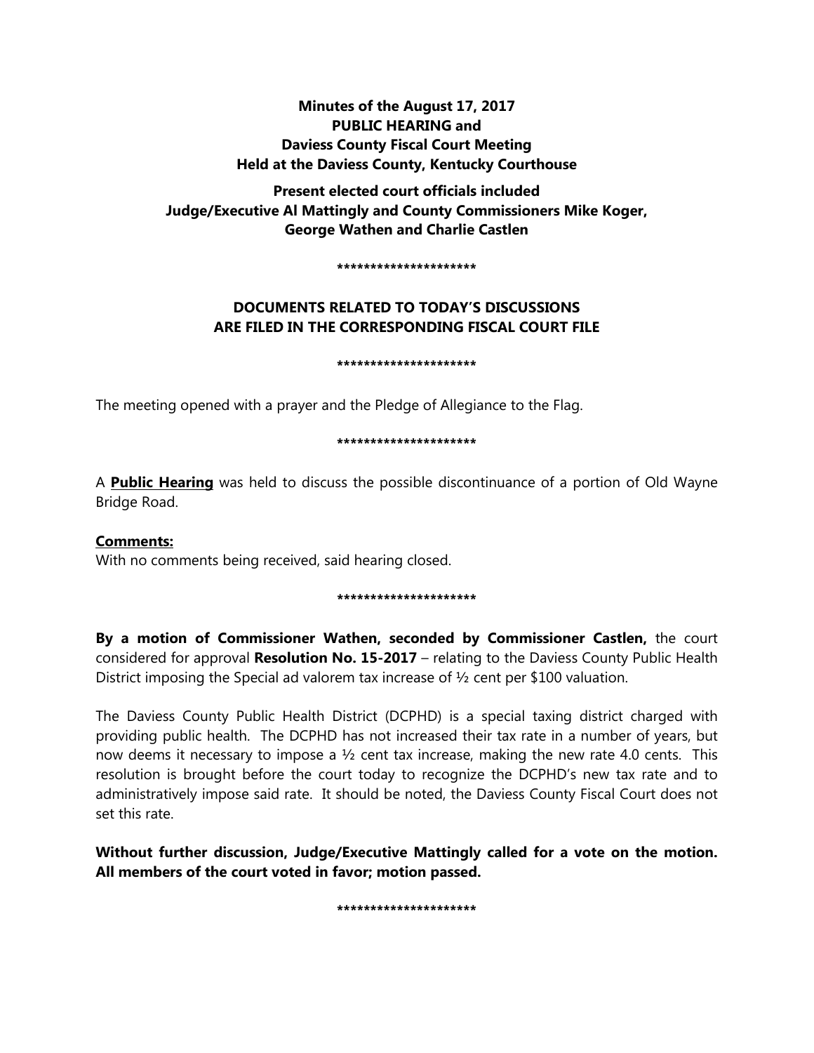**Minutes of the August 17, 2017**
**PUBLIC HEARING and**
**Daviess County Fiscal Court Meeting**
**Held at the Daviess County, Kentucky Courthouse**

**Present elected court officials included**
**Judge/Executive Al Mattingly and County Commissioners Mike Koger, George Wathen and Charlie Castlen**

*********************

**DOCUMENTS RELATED TO TODAY'S DISCUSSIONS ARE FILED IN THE CORRESPONDING FISCAL COURT FILE**

*********************

The meeting opened with a prayer and the Pledge of Allegiance to the Flag.

*********************

A **Public Hearing** was held to discuss the possible discontinuance of a portion of Old Wayne Bridge Road.

**Comments:**
With no comments being received, said hearing closed.

*********************

**By a motion of Commissioner Wathen, seconded by Commissioner Castlen,** the court considered for approval **Resolution No. 15-2017** – relating to the Daviess County Public Health District imposing the Special ad valorem tax increase of ½ cent per $100 valuation.

The Daviess County Public Health District (DCPHD) is a special taxing district charged with providing public health. The DCPHD has not increased their tax rate in a number of years, but now deems it necessary to impose a ½ cent tax increase, making the new rate 4.0 cents. This resolution is brought before the court today to recognize the DCPHD's new tax rate and to administratively impose said rate. It should be noted, the Daviess County Fiscal Court does not set this rate.

**Without further discussion, Judge/Executive Mattingly called for a vote on the motion. All members of the court voted in favor; motion passed.**

*********************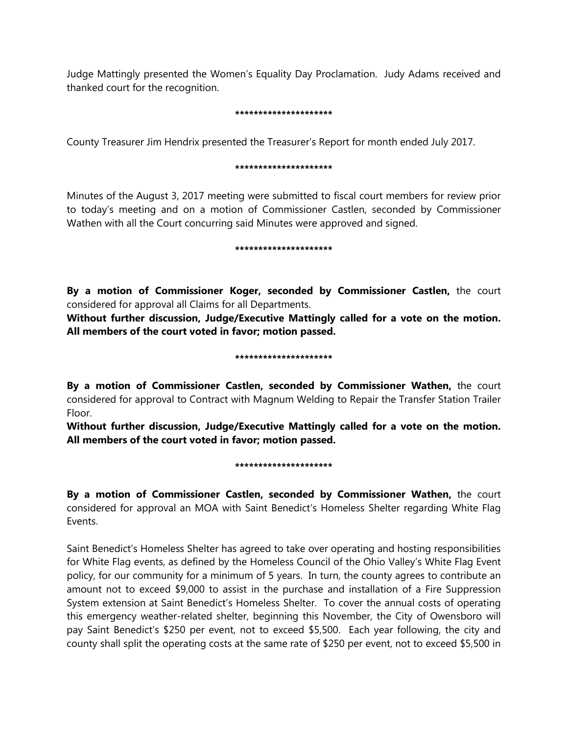Judge Mattingly presented the Women's Equality Day Proclamation. Judy Adams received and thanked court for the recognition.

*********************

County Treasurer Jim Hendrix presented the Treasurer's Report for month ended July 2017.

*********************

Minutes of the August 3, 2017 meeting were submitted to fiscal court members for review prior to today's meeting and on a motion of Commissioner Castlen, seconded by Commissioner Wathen with all the Court concurring said Minutes were approved and signed.

*********************

**By a motion of Commissioner Koger, seconded by Commissioner Castlen,** the court considered for approval all Claims for all Departments.

**Without further discussion, Judge/Executive Mattingly called for a vote on the motion. All members of the court voted in favor; motion passed.**

*********************

**By a motion of Commissioner Castlen, seconded by Commissioner Wathen,** the court considered for approval to Contract with Magnum Welding to Repair the Transfer Station Trailer Floor.

**Without further discussion, Judge/Executive Mattingly called for a vote on the motion. All members of the court voted in favor; motion passed.**

*********************

**By a motion of Commissioner Castlen, seconded by Commissioner Wathen,** the court considered for approval an MOA with Saint Benedict's Homeless Shelter regarding White Flag Events.

Saint Benedict's Homeless Shelter has agreed to take over operating and hosting responsibilities for White Flag events, as defined by the Homeless Council of the Ohio Valley's White Flag Event policy, for our community for a minimum of 5 years. In turn, the county agrees to contribute an amount not to exceed $9,000 to assist in the purchase and installation of a Fire Suppression System extension at Saint Benedict's Homeless Shelter. To cover the annual costs of operating this emergency weather-related shelter, beginning this November, the City of Owensboro will pay Saint Benedict's $250 per event, not to exceed $5,500. Each year following, the city and county shall split the operating costs at the same rate of $250 per event, not to exceed $5,500 in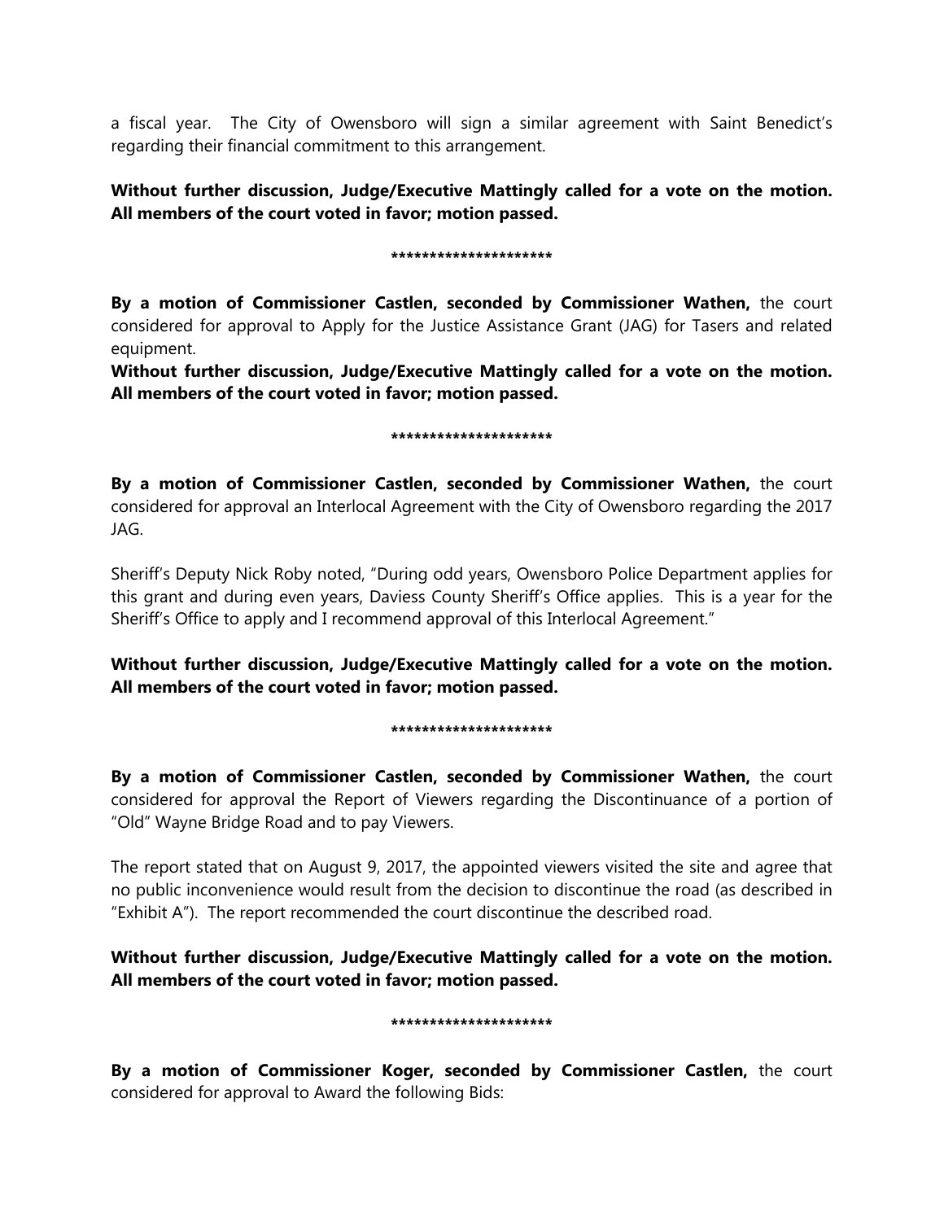a fiscal year. The City of Owensboro will sign a similar agreement with Saint Benedict's regarding their financial commitment to this arrangement.

**Without further discussion, Judge/Executive Mattingly called for a vote on the motion. All members of the court voted in favor; motion passed.**

*********************

**By a motion of Commissioner Castlen, seconded by Commissioner Wathen,** the court considered for approval to Apply for the Justice Assistance Grant (JAG) for Tasers and related equipment.

**Without further discussion, Judge/Executive Mattingly called for a vote on the motion. All members of the court voted in favor; motion passed.**

*********************

**By a motion of Commissioner Castlen, seconded by Commissioner Wathen,** the court considered for approval an Interlocal Agreement with the City of Owensboro regarding the 2017 JAG.

Sheriff's Deputy Nick Roby noted, "During odd years, Owensboro Police Department applies for this grant and during even years, Daviess County Sheriff's Office applies. This is a year for the Sheriff's Office to apply and I recommend approval of this Interlocal Agreement."

**Without further discussion, Judge/Executive Mattingly called for a vote on the motion. All members of the court voted in favor; motion passed.**

*********************

**By a motion of Commissioner Castlen, seconded by Commissioner Wathen,** the court considered for approval the Report of Viewers regarding the Discontinuance of a portion of "Old" Wayne Bridge Road and to pay Viewers.

The report stated that on August 9, 2017, the appointed viewers visited the site and agree that no public inconvenience would result from the decision to discontinue the road (as described in "Exhibit A"). The report recommended the court discontinue the described road.

**Without further discussion, Judge/Executive Mattingly called for a vote on the motion. All members of the court voted in favor; motion passed.**

*********************

**By a motion of Commissioner Koger, seconded by Commissioner Castlen,** the court considered for approval to Award the following Bids: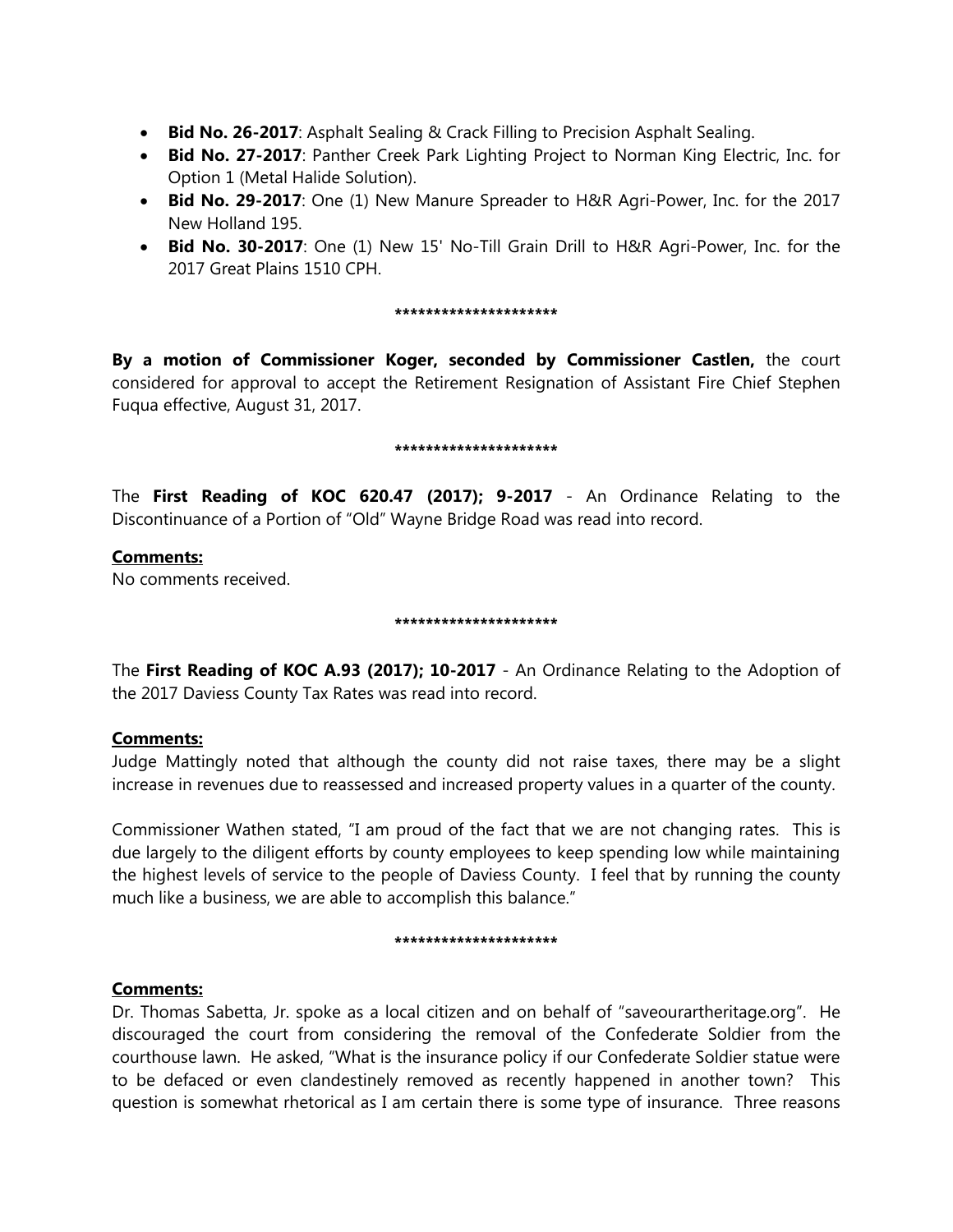- **Bid No. 26-2017**: Asphalt Sealing & Crack Filling to Precision Asphalt Sealing.
- **Bid No. 27-2017**: Panther Creek Park Lighting Project to Norman King Electric, Inc. for Option 1 (Metal Halide Solution).
- **Bid No. 29-2017**: One (1) New Manure Spreader to H&R Agri-Power, Inc. for the 2017 New Holland 195.
- **Bid No. 30-2017**: One (1) New 15' No-Till Grain Drill to H&R Agri-Power, Inc. for the 2017 Great Plains 1510 CPH.

*********************

**By a motion of Commissioner Koger, seconded by Commissioner Castlen,** the court considered for approval to accept the Retirement Resignation of Assistant Fire Chief Stephen Fuqua effective, August 31, 2017.

*********************

The **First Reading of KOC 620.47 (2017); 9-2017** - An Ordinance Relating to the Discontinuance of a Portion of "Old" Wayne Bridge Road was read into record.

**Comments:**

No comments received.

*********************

The **First Reading of KOC A.93 (2017); 10-2017** - An Ordinance Relating to the Adoption of the 2017 Daviess County Tax Rates was read into record.

**Comments:**

Judge Mattingly noted that although the county did not raise taxes, there may be a slight increase in revenues due to reassessed and increased property values in a quarter of the county.

Commissioner Wathen stated, "I am proud of the fact that we are not changing rates. This is due largely to the diligent efforts by county employees to keep spending low while maintaining the highest levels of service to the people of Daviess County. I feel that by running the county much like a business, we are able to accomplish this balance."

*********************

**Comments:**

Dr. Thomas Sabetta, Jr. spoke as a local citizen and on behalf of "saveourartheritage.org". He discouraged the court from considering the removal of the Confederate Soldier from the courthouse lawn. He asked, "What is the insurance policy if our Confederate Soldier statue were to be defaced or even clandestinely removed as recently happened in another town? This question is somewhat rhetorical as I am certain there is some type of insurance. Three reasons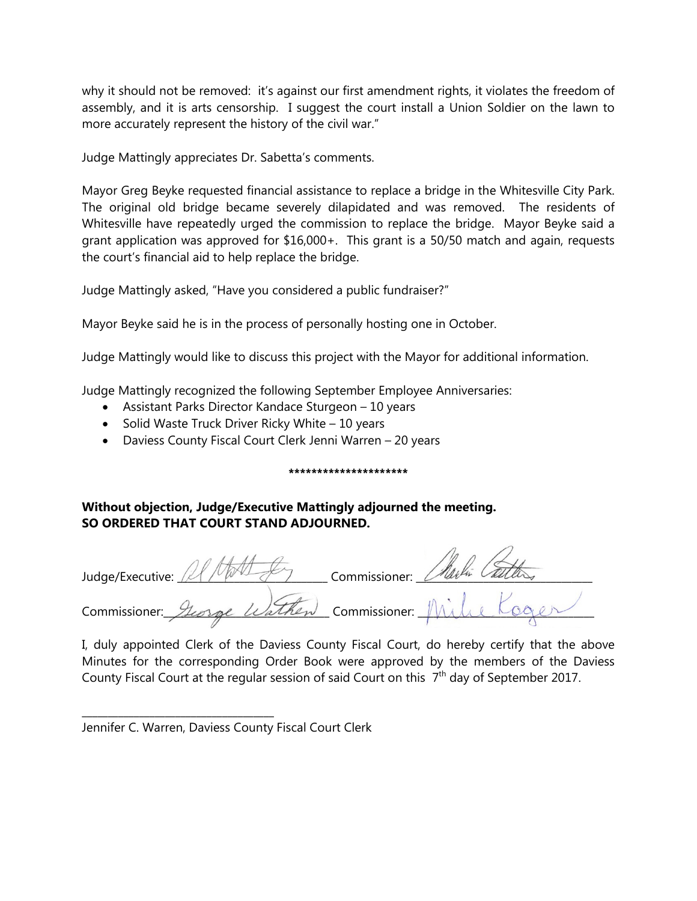why it should not be removed: it's against our first amendment rights, it violates the freedom of assembly, and it is arts censorship. I suggest the court install a Union Soldier on the lawn to more accurately represent the history of the civil war."

Judge Mattingly appreciates Dr. Sabetta's comments.

Mayor Greg Beyke requested financial assistance to replace a bridge in the Whitesville City Park. The original old bridge became severely dilapidated and was removed. The residents of Whitesville have repeatedly urged the commission to replace the bridge. Mayor Beyke said a grant application was approved for $16,000+. This grant is a 50/50 match and again, requests the court's financial aid to help replace the bridge.

Judge Mattingly asked, "Have you considered a public fundraiser?"

Mayor Beyke said he is in the process of personally hosting one in October.

Judge Mattingly would like to discuss this project with the Mayor for additional information.

Judge Mattingly recognized the following September Employee Anniversaries:

- Assistant Parks Director Kandace Sturgeon – 10 years
- Solid Waste Truck Driver Ricky White – 10 years
- Daviess County Fiscal Court Clerk Jenni Warren – 20 years

*********************

**Without objection, Judge/Executive Mattingly adjourned the meeting.**
**SO ORDERED THAT COURT STAND ADJOURNED.**

Judge/Executive: ______________________ Commissioner: ______________________

Commissioner: George Wathen Commissioner: Mike Koger

I, duly appointed Clerk of the Daviess County Fiscal Court, do hereby certify that the above Minutes for the corresponding Order Book were approved by the members of the Daviess County Fiscal Court at the regular session of said Court on this 7th day of September 2017.

______________________________

Jennifer C. Warren, Daviess County Fiscal Court Clerk